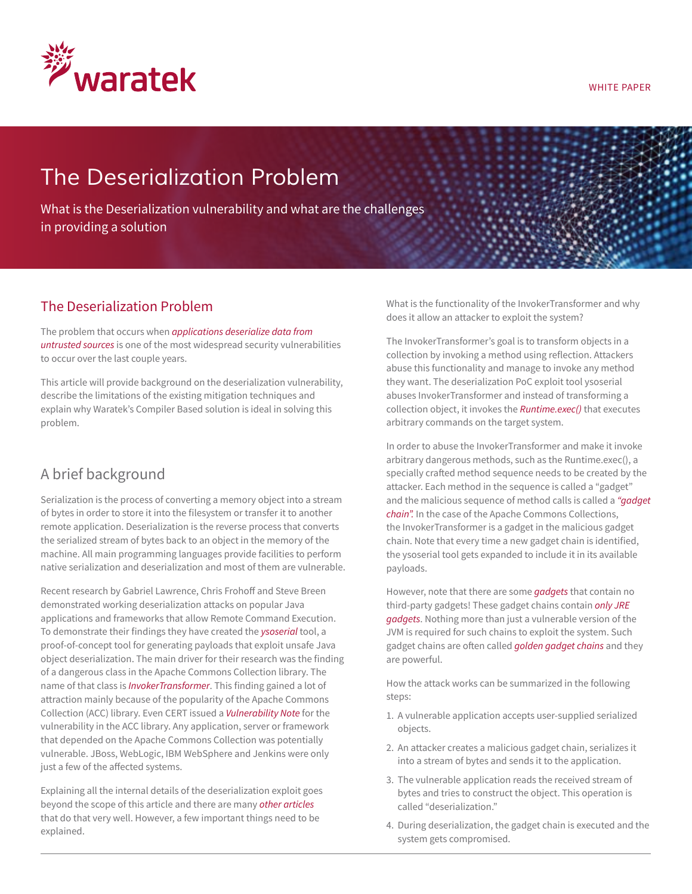WHITE PAPER

# The Deserialization Problem

What is the Deserialization vulnerability and what are the challenges in providing a solution

## The Deserialization Problem

The problem that occurs when *applications deserialize data from untrusted sources* is one of the most widespread security vulnerabilities to occur over the last couple years.

This article will provide background on the deserialization vulnerability, describe the limitations of the existing mitigation techniques and explain why Waratek's Compiler Based solution is ideal in solving this problem.

## A brief background

Serialization is the process of converting a memory object into a stream of bytes in order to store it into the filesystem or transfer it to another remote application. Deserialization is the reverse process that converts the serialized stream of bytes back to an object in the memory of the machine. All main programming languages provide facilities to perform native serialization and deserialization and most of them are vulnerable.

Recent research by Gabriel Lawrence, Chris Frohoff and Steve Breen demonstrated working deserialization attacks on popular Java applications and frameworks that allow Remote Command Execution. To demonstrate their findings they have created the *ysoserial* tool, a proof-of-concept tool for generating payloads that exploit unsafe Java object deserialization. The main driver for their research was the finding of a dangerous class in the Apache Commons Collection library. The name of that class is *InvokerTransformer*. This finding gained a lot of attraction mainly because of the popularity of the Apache Commons Collection (ACC) library. Even CERT issued a *Vulnerability Note* for the vulnerability in the ACC library. Any application, server or framework that depended on the Apache Commons Collection was potentially vulnerable. JBoss, WebLogic, IBM WebSphere and Jenkins were only just a few of the affected systems.

Explaining all the internal details of the deserialization exploit goes beyond the scope of this article and there are many *other articles* that do that very well. However, a few important things need to be explained.

What is the functionality of the InvokerTransformer and why does it allow an attacker to exploit the system?

The InvokerTransformer's goal is to transform objects in a collection by invoking a method using reflection. Attackers abuse this functionality and manage to invoke any method they want. The deserialization PoC exploit tool ysoserial abuses InvokerTransformer and instead of transforming a collection object, it invokes the *Runtime.exec()* that executes arbitrary commands on the target system.

In order to abuse the InvokerTransformer and make it invoke arbitrary dangerous methods, such as the Runtime.exec(), a specially crafted method sequence needs to be created by the attacker. Each method in the sequence is called a "gadget" and the malicious sequence of method calls is called a *"gadget chain".* In the case of the Apache Commons Collections, the InvokerTransformer is a gadget in the malicious gadget chain. Note that every time a new gadget chain is identified, the ysoserial tool gets expanded to include it in its available payloads.

However, note that there are some *gadgets* that contain no third-party gadgets! These gadget chains contain *only JRE gadgets*. Nothing more than just a vulnerable version of the JVM is required for such chains to exploit the system. Such gadget chains are often called *golden gadget chains* and they are powerful.

How the attack works can be summarized in the following steps:

1. A vulnerable application accepts user-supplied serialized objects.
2. An attacker creates a malicious gadget chain, serializes it into a stream of bytes and sends it to the application.
3. The vulnerable application reads the received stream of bytes and tries to construct the object. This operation is called "deserialization."
4. During deserialization, the gadget chain is executed and the system gets compromised.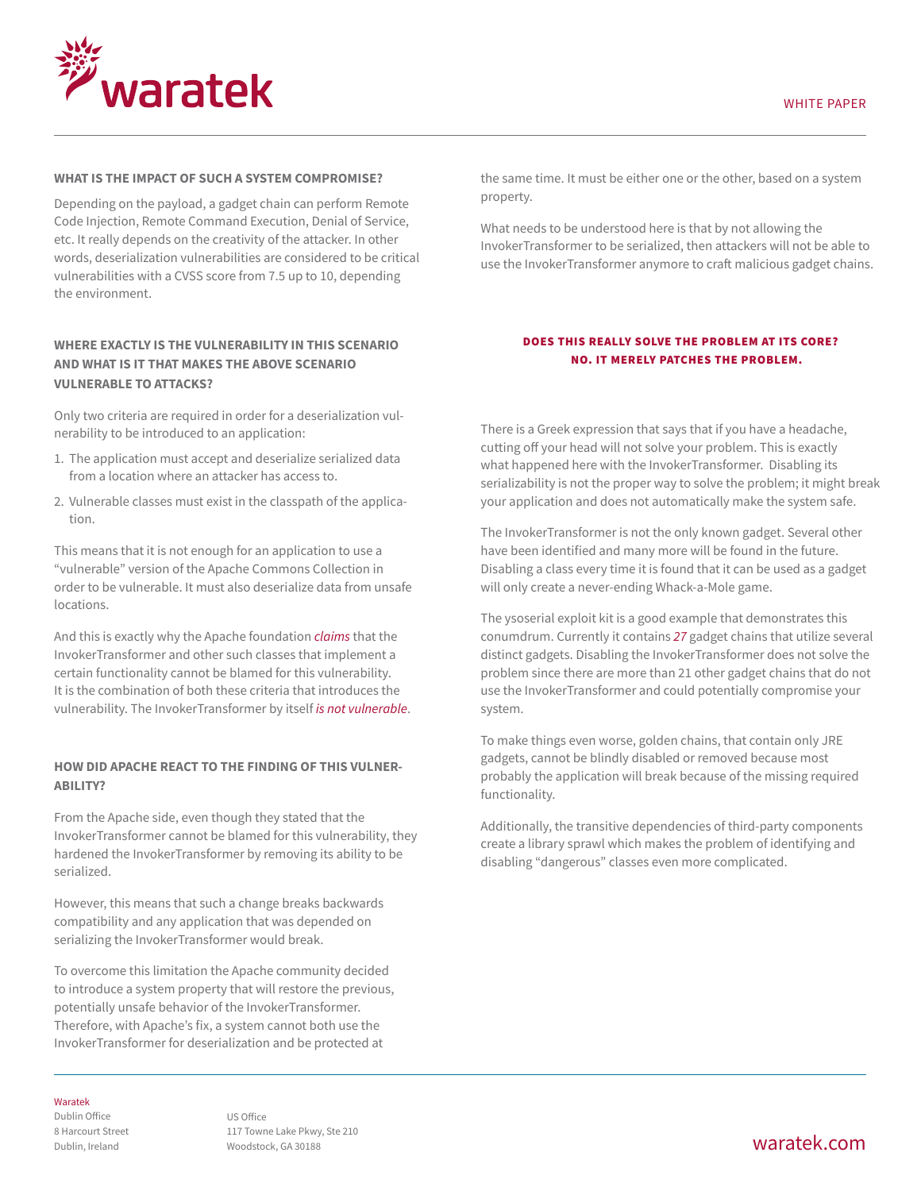### WHAT IS THE IMPACT OF SUCH A SYSTEM COMPROMISE?

Depending on the payload, a gadget chain can perform Remote Code Injection, Remote Command Execution, Denial of Service, etc. It really depends on the creativity of the attacker. In other words, deserialization vulnerabilities are considered to be critical vulnerabilities with a CVSS score from 7.5 up to 10, depending the environment.

### WHERE EXACTLY IS THE VULNERABILITY IN THIS SCENARIO AND WHAT IS IT THAT MAKES THE ABOVE SCENARIO VULNERABLE TO ATTACKS?

Only two criteria are required in order for a deserialization vulnerability to be introduced to an application:

1. The application must accept and deserialize serialized data from a location where an attacker has access to.
2. Vulnerable classes must exist in the classpath of the application.

This means that it is not enough for an application to use a "vulnerable" version of the Apache Commons Collection in order to be vulnerable. It must also deserialize data from unsafe locations.

And this is exactly why the Apache foundation *claims* that the InvokerTransformer and other such classes that implement a certain functionality cannot be blamed for this vulnerability. It is the combination of both these criteria that introduces the vulnerability. The InvokerTransformer by itself *is not vulnerable*.

### HOW DID APACHE REACT TO THE FINDING OF THIS VULNERABILITY?

From the Apache side, even though they stated that the InvokerTransformer cannot be blamed for this vulnerability, they hardened the InvokerTransformer by removing its ability to be serialized.

However, this means that such a change breaks backwards compatibility and any application that was depended on serializing the InvokerTransformer would break.

To overcome this limitation the Apache community decided to introduce a system property that will restore the previous, potentially unsafe behavior of the InvokerTransformer. Therefore, with Apache's fix, a system cannot both use the InvokerTransformer for deserialization and be protected at the same time. It must be either one or the other, based on a system property.

What needs to be understood here is that by not allowing the InvokerTransformer to be serialized, then attackers will not be able to use the InvokerTransformer anymore to craft malicious gadget chains.

**DOES THIS REALLY SOLVE THE PROBLEM AT ITS CORE? NO. IT MERELY PATCHES THE PROBLEM.**

There is a Greek expression that says that if you have a headache, cutting off your head will not solve your problem. This is exactly what happened here with the InvokerTransformer. Disabling its serializability is not the proper way to solve the problem; it might break your application and does not automatically make the system safe.

The InvokerTransformer is not the only known gadget. Several other have been identified and many more will be found in the future. Disabling a class every time it is found that it can be used as a gadget will only create a never-ending Whack-a-Mole game.

The ysoserial exploit kit is a good example that demonstrates this conumdrum. Currently it contains *27* gadget chains that utilize several distinct gadgets. Disabling the InvokerTransformer does not solve the problem since there are more than 21 other gadget chains that do not use the InvokerTransformer and could potentially compromise your system.

To make things even worse, golden chains, that contain only JRE gadgets, cannot be blindly disabled or removed because most probably the application will break because of the missing required functionality.

Additionally, the transitive dependencies of third-party components create a library sprawl which makes the problem of identifying and disabling "dangerous" classes even more complicated.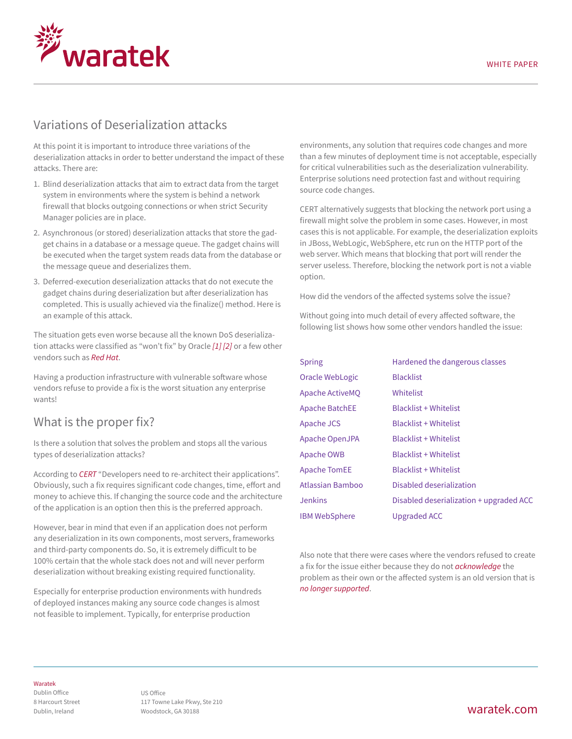## Variations of Deserialization attacks

At this point it is important to introduce three variations of the deserialization attacks in order to better understand the impact of these attacks. There are:

1. Blind deserialization attacks that aim to extract data from the target system in environments where the system is behind a network firewall that blocks outgoing connections or when strict Security Manager policies are in place.
2. Asynchronous (or stored) deserialization attacks that store the gadget chains in a database or a message queue. The gadget chains will be executed when the target system reads data from the database or the message queue and deserializes them.
3. Deferred-execution deserialization attacks that do not execute the gadget chains during deserialization but after deserialization has completed. This is usually achieved via the finalize() method. Here is an example of this attack.

The situation gets even worse because all the known DoS deserialization attacks were classified as "won't fix" by Oracle *[1] [2]* or a few other vendors such as *Red Hat*.

Having a production infrastructure with vulnerable software whose vendors refuse to provide a fix is the worst situation any enterprise wants!

## What is the proper fix?

Is there a solution that solves the problem and stops all the various types of deserialization attacks?

According to *CERT* "Developers need to re-architect their applications". Obviously, such a fix requires significant code changes, time, effort and money to achieve this. If changing the source code and the architecture of the application is an option then this is the preferred approach.

However, bear in mind that even if an application does not perform any deserialization in its own components, most servers, frameworks and third-party components do. So, it is extremely difficult to be 100% certain that the whole stack does not and will never perform deserialization without breaking existing required functionality.

Especially for enterprise production environments with hundreds of deployed instances making any source code changes is almost not feasible to implement. Typically, for enterprise production environments, any solution that requires code changes and more than a few minutes of deployment time is not acceptable, especially for critical vulnerabilities such as the deserialization vulnerability. Enterprise solutions need protection fast and without requiring source code changes.

CERT alternatively suggests that blocking the network port using a firewall might solve the problem in some cases. However, in most cases this is not applicable. For example, the deserialization exploits in JBoss, WebLogic, WebSphere, etc run on the HTTP port of the web server. Which means that blocking that port will render the server useless. Therefore, blocking the network port is not a viable option.

How did the vendors of the affected systems solve the issue?

Without going into much detail of every affected software, the following list shows how some other vendors handled the issue:

| Vendor | Fix |
| --- | --- |
| Spring | Hardened the dangerous classes |
| Oracle WebLogic | Blacklist |
| Apache ActiveMQ | Whitelist |
| Apache BatchEE | Blacklist + Whitelist |
| Apache JCS | Blacklist + Whitelist |
| Apache OpenJPA | Blacklist + Whitelist |
| Apache OWB | Blacklist + Whitelist |
| Apache TomEE | Blacklist + Whitelist |
| Atlassian Bamboo | Disabled deserialization |
| Jenkins | Disabled deserialization + upgraded ACC |
| IBM WebSphere | Upgraded ACC |

Also note that there were cases where the vendors refused to create a fix for the issue either because they do not *acknowledge* the problem as their own or the affected system is an old version that is *no longer supported*.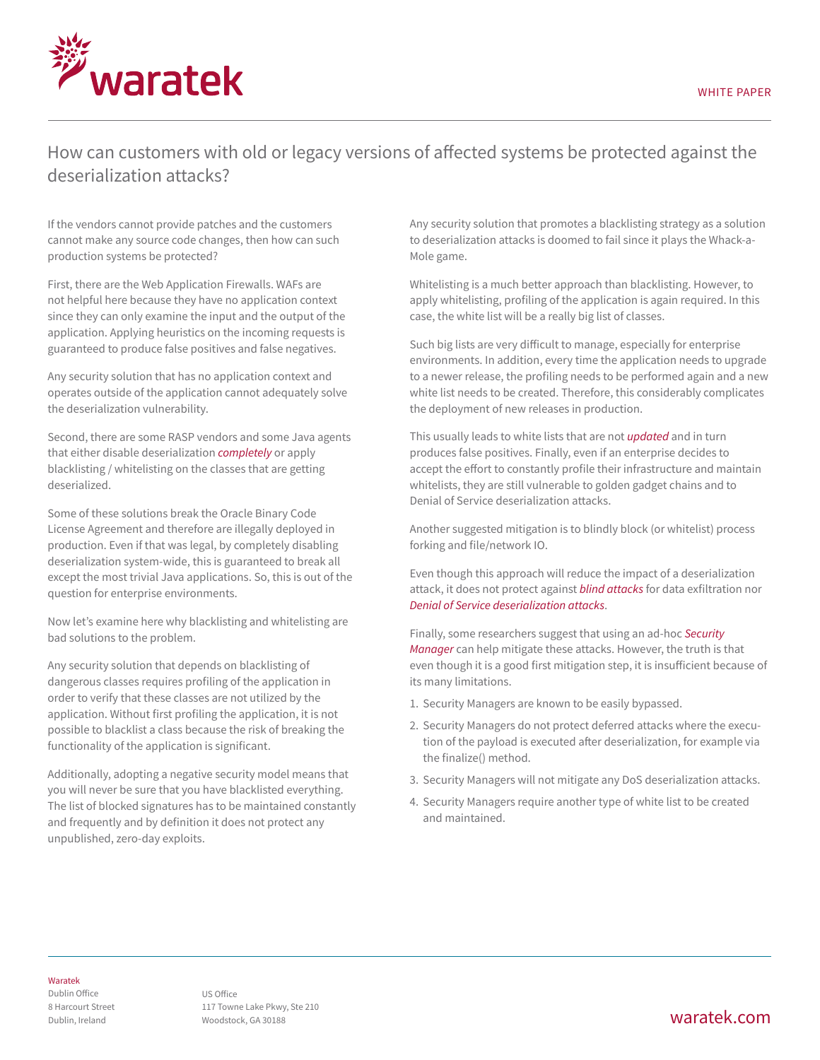## How can customers with old or legacy versions of affected systems be protected against the deserialization attacks?

If the vendors cannot provide patches and the customers cannot make any source code changes, then how can such production systems be protected?

First, there are the Web Application Firewalls. WAFs are not helpful here because they have no application context since they can only examine the input and the output of the application. Applying heuristics on the incoming requests is guaranteed to produce false positives and false negatives.

Any security solution that has no application context and operates outside of the application cannot adequately solve the deserialization vulnerability.

Second, there are some RASP vendors and some Java agents that either disable deserialization *completely* or apply blacklisting / whitelisting on the classes that are getting deserialized.

Some of these solutions break the Oracle Binary Code License Agreement and therefore are illegally deployed in production. Even if that was legal, by completely disabling deserialization system-wide, this is guaranteed to break all except the most trivial Java applications. So, this is out of the question for enterprise environments.

Now let's examine here why blacklisting and whitelisting are bad solutions to the problem.

Any security solution that depends on blacklisting of dangerous classes requires profiling of the application in order to verify that these classes are not utilized by the application. Without first profiling the application, it is not possible to blacklist a class because the risk of breaking the functionality of the application is significant.

Additionally, adopting a negative security model means that you will never be sure that you have blacklisted everything. The list of blocked signatures has to be maintained constantly and frequently and by definition it does not protect any unpublished, zero-day exploits.

Any security solution that promotes a blacklisting strategy as a solution to deserialization attacks is doomed to fail since it plays the Whack-a-Mole game.

Whitelisting is a much better approach than blacklisting. However, to apply whitelisting, profiling of the application is again required. In this case, the white list will be a really big list of classes.

Such big lists are very difficult to manage, especially for enterprise environments. In addition, every time the application needs to upgrade to a newer release, the profiling needs to be performed again and a new white list needs to be created. Therefore, this considerably complicates the deployment of new releases in production.

This usually leads to white lists that are not *updated* and in turn produces false positives. Finally, even if an enterprise decides to accept the effort to constantly profile their infrastructure and maintain whitelists, they are still vulnerable to golden gadget chains and to Denial of Service deserialization attacks.

Another suggested mitigation is to blindly block (or whitelist) process forking and file/network IO.

Even though this approach will reduce the impact of a deserialization attack, it does not protect against *blind attacks* for data exfiltration nor *Denial of Service deserialization attacks*.

Finally, some researchers suggest that using an ad-hoc *Security Manager* can help mitigate these attacks. However, the truth is that even though it is a good first mitigation step, it is insufficient because of its many limitations.

1. Security Managers are known to be easily bypassed.
2. Security Managers do not protect deferred attacks where the execution of the payload is executed after deserialization, for example via the finalize() method.
3. Security Managers will not mitigate any DoS deserialization attacks.
4. Security Managers require another type of white list to be created and maintained.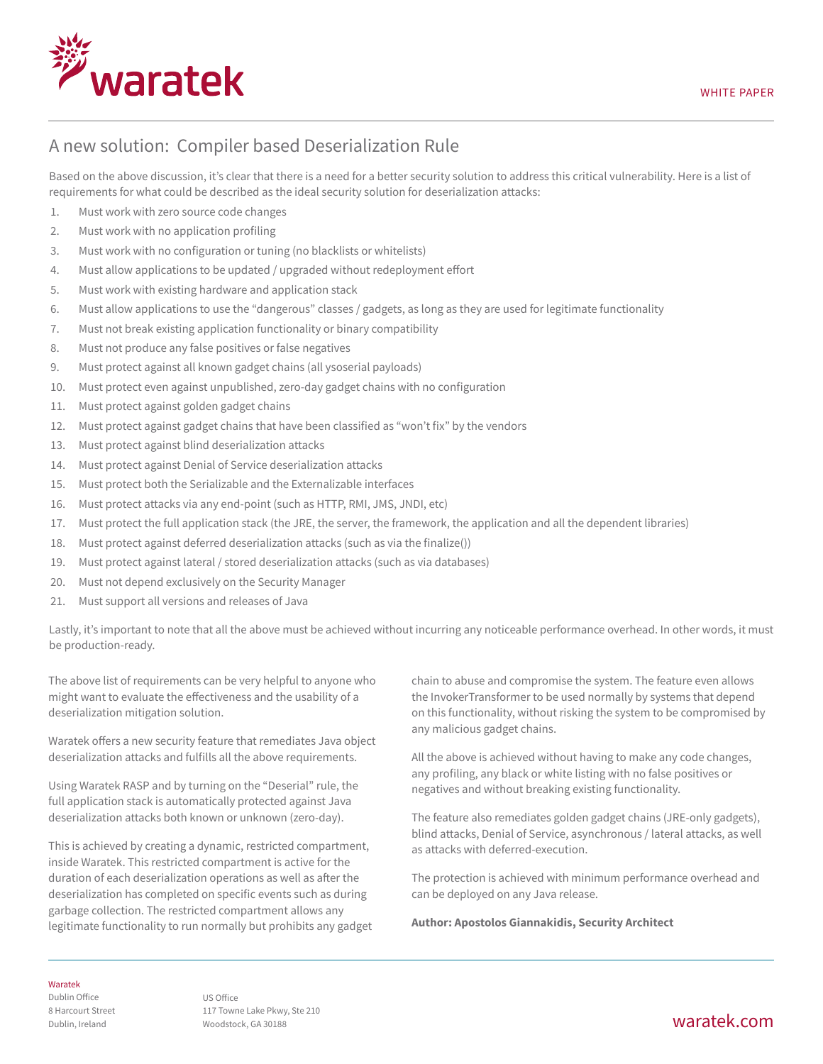# A new solution: Compiler based Deserialization Rule

Based on the above discussion, it's clear that there is a need for a better security solution to address this critical vulnerability. Here is a list of requirements for what could be described as the ideal security solution for deserialization attacks:

1. Must work with zero source code changes
2. Must work with no application profiling
3. Must work with no configuration or tuning (no blacklists or whitelists)
4. Must allow applications to be updated / upgraded without redeployment effort
5. Must work with existing hardware and application stack
6. Must allow applications to use the "dangerous" classes / gadgets, as long as they are used for legitimate functionality
7. Must not break existing application functionality or binary compatibility
8. Must not produce any false positives or false negatives
9. Must protect against all known gadget chains (all ysoserial payloads)
10. Must protect even against unpublished, zero-day gadget chains with no configuration
11. Must protect against golden gadget chains
12. Must protect against gadget chains that have been classified as "won't fix" by the vendors
13. Must protect against blind deserialization attacks
14. Must protect against Denial of Service deserialization attacks
15. Must protect both the Serializable and the Externalizable interfaces
16. Must protect attacks via any end-point (such as HTTP, RMI, JMS, JNDI, etc)
17. Must protect the full application stack (the JRE, the server, the framework, the application and all the dependent libraries)
18. Must protect against deferred deserialization attacks (such as via the finalize())
19. Must protect against lateral / stored deserialization attacks (such as via databases)
20. Must not depend exclusively on the Security Manager
21. Must support all versions and releases of Java

Lastly, it's important to note that all the above must be achieved without incurring any noticeable performance overhead. In other words, it must be production-ready.

The above list of requirements can be very helpful to anyone who might want to evaluate the effectiveness and the usability of a deserialization mitigation solution.

Waratek offers a new security feature that remediates Java object deserialization attacks and fulfills all the above requirements.

Using Waratek RASP and by turning on the "Deserial" rule, the full application stack is automatically protected against Java deserialization attacks both known or unknown (zero-day).

This is achieved by creating a dynamic, restricted compartment, inside Waratek. This restricted compartment is active for the duration of each deserialization operations as well as after the deserialization has completed on specific events such as during garbage collection. The restricted compartment allows any legitimate functionality to run normally but prohibits any gadget chain to abuse and compromise the system. The feature even allows the InvokerTransformer to be used normally by systems that depend on this functionality, without risking the system to be compromised by any malicious gadget chains.

All the above is achieved without having to make any code changes, any profiling, any black or white listing with no false positives or negatives and without breaking existing functionality.

The feature also remediates golden gadget chains (JRE-only gadgets), blind attacks, Denial of Service, asynchronous / lateral attacks, as well as attacks with deferred-execution.

The protection is achieved with minimum performance overhead and can be deployed on any Java release.

**Author: Apostolos Giannakidis, Security Architect**